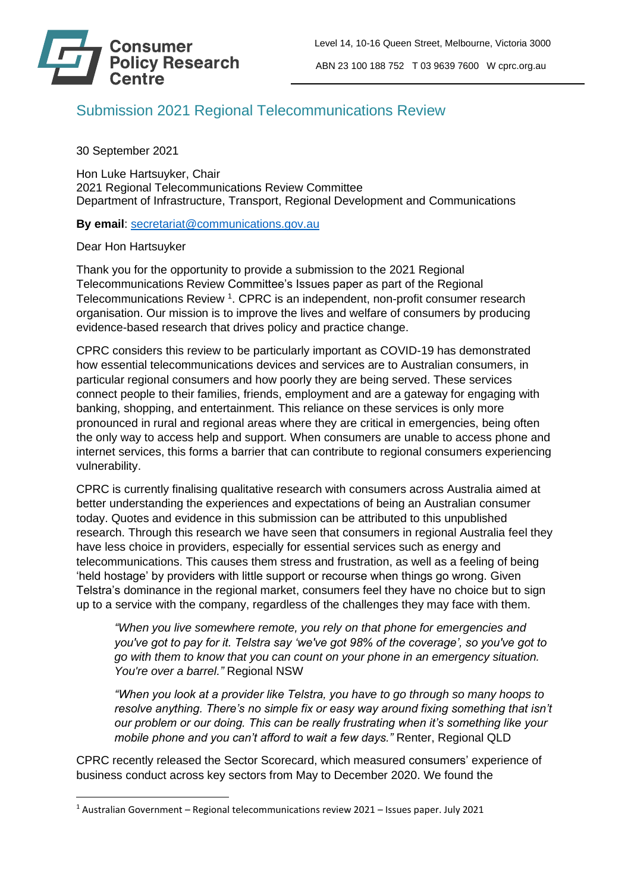Consumer Policy Research Centre

Level 14, 10-16 Queen Street, Melbourne, Victoria 3000

ABN 23 100 188 752   T 03 9639 7600   W cprc.org.au

# Submission 2021 Regional Telecommunications Review

30 September 2021

Hon Luke Hartsuyker, Chair
2021 Regional Telecommunications Review Committee
Department of Infrastructure, Transport, Regional Development and Communications

**By email**: secretariat@communications.gov.au

Dear Hon Hartsuyker

Thank you for the opportunity to provide a submission to the 2021 Regional Telecommunications Review Committee's Issues paper as part of the Regional Telecommunications Review [1]. CPRC is an independent, non-profit consumer research organisation. Our mission is to improve the lives and welfare of consumers by producing evidence-based research that drives policy and practice change.

CPRC considers this review to be particularly important as COVID-19 has demonstrated how essential telecommunications devices and services are to Australian consumers, in particular regional consumers and how poorly they are being served. These services connect people to their families, friends, employment and are a gateway for engaging with banking, shopping, and entertainment. This reliance on these services is only more pronounced in rural and regional areas where they are critical in emergencies, being often the only way to access help and support. When consumers are unable to access phone and internet services, this forms a barrier that can contribute to regional consumers experiencing vulnerability.

CPRC is currently finalising qualitative research with consumers across Australia aimed at better understanding the experiences and expectations of being an Australian consumer today. Quotes and evidence in this submission can be attributed to this unpublished research. Through this research we have seen that consumers in regional Australia feel they have less choice in providers, especially for essential services such as energy and telecommunications. This causes them stress and frustration, as well as a feeling of being 'held hostage' by providers with little support or recourse when things go wrong. Given Telstra's dominance in the regional market, consumers feel they have no choice but to sign up to a service with the company, regardless of the challenges they may face with them.

> *"When you live somewhere remote, you rely on that phone for emergencies and you've got to pay for it. Telstra say 'we've got 98% of the coverage', so you've got to go with them to know that you can count on your phone in an emergency situation. You're over a barrel."* Regional NSW

> *"When you look at a provider like Telstra, you have to go through so many hoops to resolve anything. There's no simple fix or easy way around fixing something that isn't our problem or our doing. This can be really frustrating when it's something like your mobile phone and you can't afford to wait a few days."* Renter, Regional QLD

CPRC recently released the Sector Scorecard, which measured consumers' experience of business conduct across key sectors from May to December 2020. We found the

---

[1] Australian Government – Regional telecommunications review 2021 – Issues paper. July 2021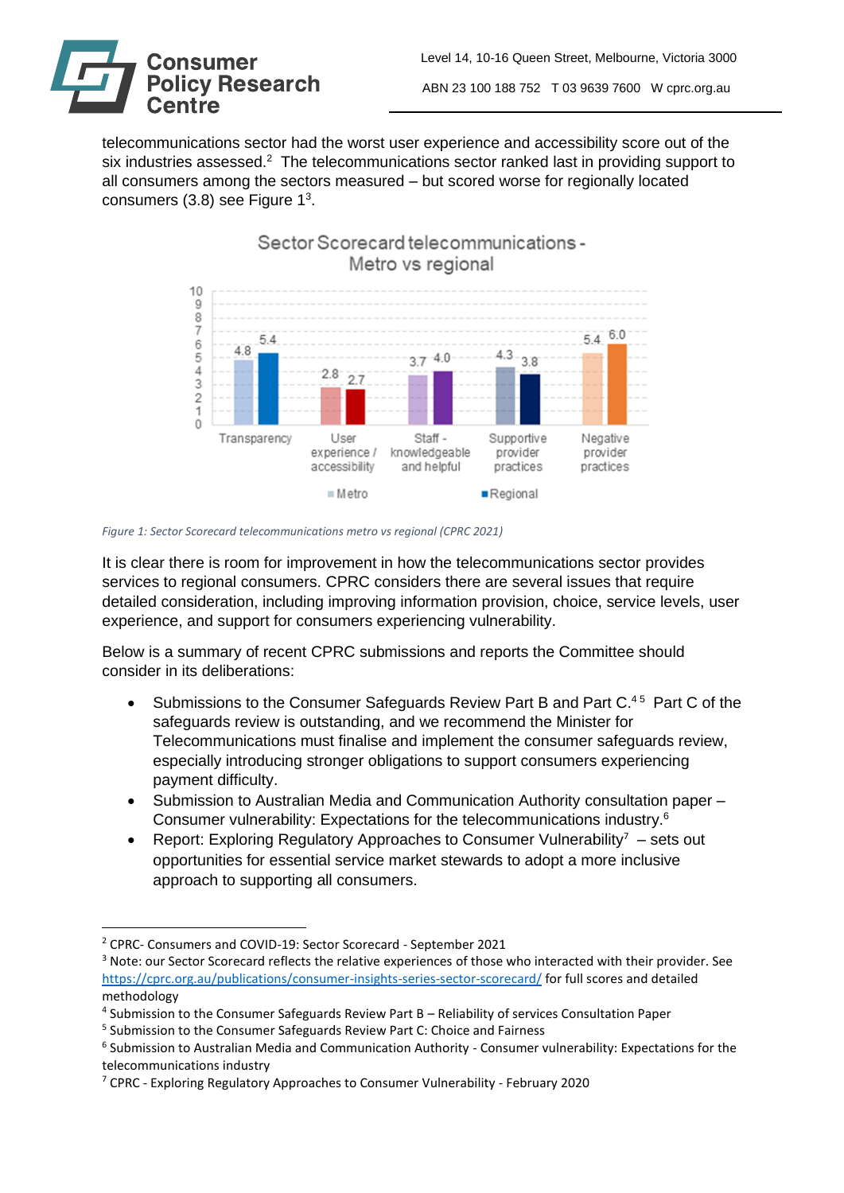telecommunications sector had the worst user experience and accessibility score out of the six industries assessed.[2] The telecommunications sector ranked last in providing support to all consumers among the sectors measured – but scored worse for regionally located consumers (3.8) see Figure 1[3].

Sector Scorecard telecommunications - Metro vs regional

| | Metro | Regional |
|---|---|---|
| Transparency | 4.8 | 5.4 |
| User experience / accessibility | 2.8 | 2.7 |
| Staff - knowledgeable and helpful | 3.7 | 4.0 |
| Supportive provider practices | 4.3 | 3.8 |
| Negative provider practices | 5.4 | 6.0 |

*Figure 1: Sector Scorecard telecommunications metro vs regional (CPRC 2021)*

It is clear there is room for improvement in how the telecommunications sector provides services to regional consumers. CPRC considers there are several issues that require detailed consideration, including improving information provision, choice, service levels, user experience, and support for consumers experiencing vulnerability.

Below is a summary of recent CPRC submissions and reports the Committee should consider in its deliberations:

- Submissions to the Consumer Safeguards Review Part B and Part C.[4][5] Part C of the safeguards review is outstanding, and we recommend the Minister for Telecommunications must finalise and implement the consumer safeguards review, especially introducing stronger obligations to support consumers experiencing payment difficulty.
- Submission to Australian Media and Communication Authority consultation paper – Consumer vulnerability: Expectations for the telecommunications industry.[6]
- Report: Exploring Regulatory Approaches to Consumer Vulnerability[7] – sets out opportunities for essential service market stewards to adopt a more inclusive approach to supporting all consumers.

---

[2] CPRC- Consumers and COVID-19: Sector Scorecard - September 2021

[3] Note: our Sector Scorecard reflects the relative experiences of those who interacted with their provider. See https://cprc.org.au/publications/consumer-insights-series-sector-scorecard/ for full scores and detailed methodology

[4] Submission to the Consumer Safeguards Review Part B – Reliability of services Consultation Paper

[5] Submission to the Consumer Safeguards Review Part C: Choice and Fairness

[6] Submission to Australian Media and Communication Authority - Consumer vulnerability: Expectations for the telecommunications industry

[7] CPRC - Exploring Regulatory Approaches to Consumer Vulnerability - February 2020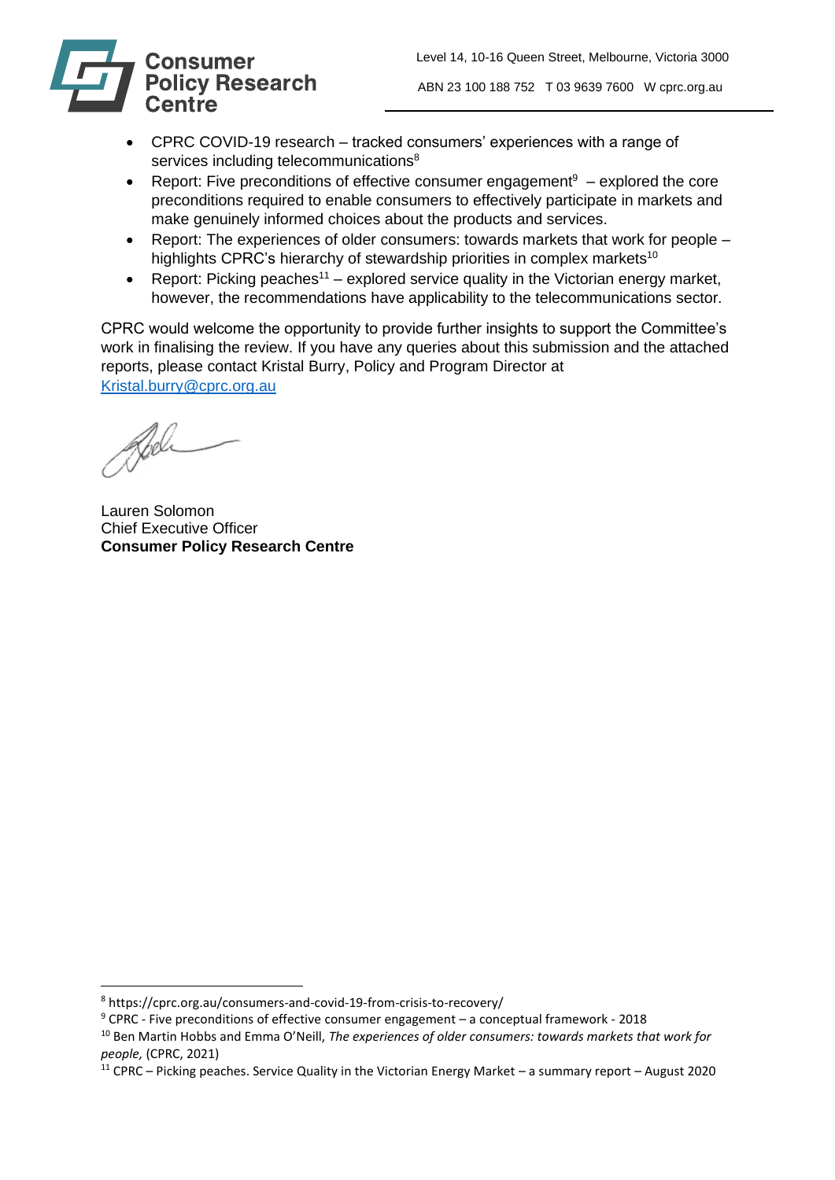- CPRC COVID-19 research – tracked consumers' experiences with a range of services including telecommunications[8]
- Report: Five preconditions of effective consumer engagement[9] – explored the core preconditions required to enable consumers to effectively participate in markets and make genuinely informed choices about the products and services.
- Report: The experiences of older consumers: towards markets that work for people – highlights CPRC's hierarchy of stewardship priorities in complex markets[10]
- Report: Picking peaches[11] – explored service quality in the Victorian energy market, however, the recommendations have applicability to the telecommunications sector.

CPRC would welcome the opportunity to provide further insights to support the Committee's work in finalising the review. If you have any queries about this submission and the attached reports, please contact Kristal Burry, Policy and Program Director at [Kristal.burry@cprc.org.au](mailto:Kristal.burry@cprc.org.au)

Lauren Solomon
Chief Executive Officer
**Consumer Policy Research Centre**

---

[8] https://cprc.org.au/consumers-and-covid-19-from-crisis-to-recovery/

[9] CPRC - Five preconditions of effective consumer engagement – a conceptual framework - 2018

[10] Ben Martin Hobbs and Emma O'Neill, *The experiences of older consumers: towards markets that work for people,* (CPRC, 2021)

[11] CPRC – Picking peaches. Service Quality in the Victorian Energy Market – a summary report – August 2020